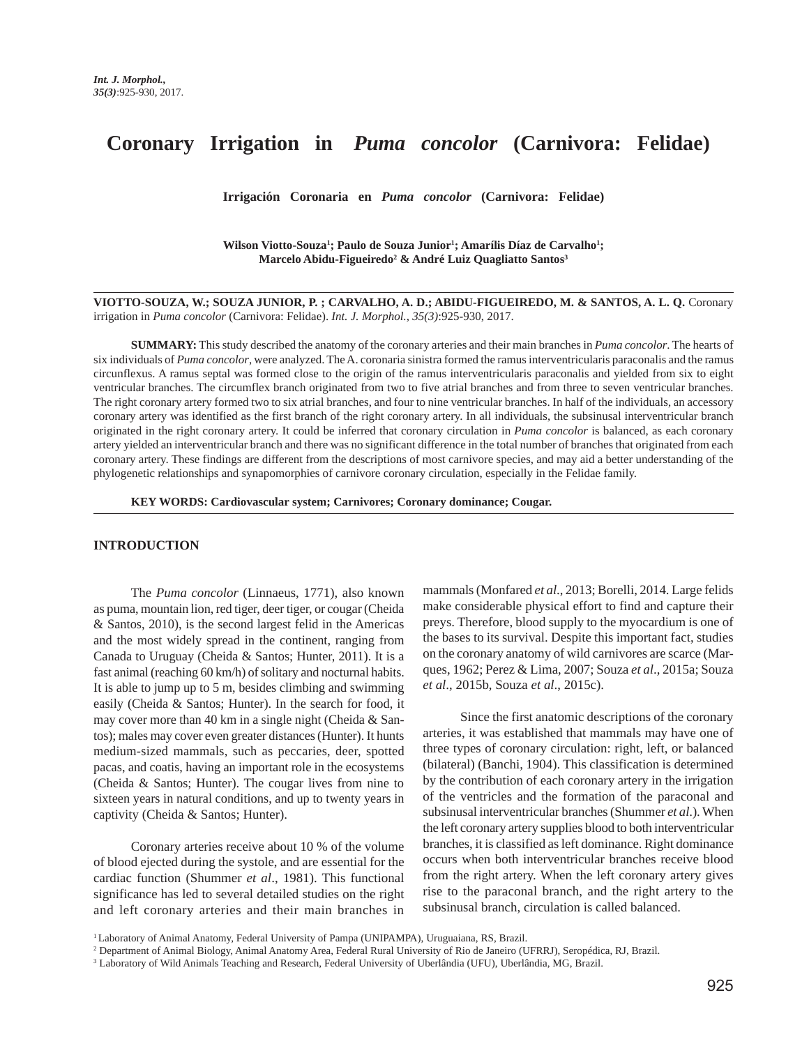# Coronary Irrigation in *Puma concolor* (Carnivora: Felidae)

**Irrigación Coronaria en *Puma concolor* (Carnivora: Felidae)**

**Wilson Viotto-Souza[1]; Paulo de Souza Junior[1]; Amarílis Díaz de Carvalho[1]; Marcelo Abidu-Figueiredo[2] & André Luiz Quagliatto Santos[3]**

**VIOTTO-SOUZA, W.; SOUZA JUNIOR, P. ; CARVALHO, A. D.; ABIDU-FIGUEIREDO, M. & SANTOS, A. L. Q.** Coronary irrigation in *Puma concolor* (Carnivora: Felidae). *Int. J. Morphol., 35(3)*:925-930, 2017.

**SUMMARY:** This study described the anatomy of the coronary arteries and their main branches in *Puma concolor*. The hearts of six individuals of *Puma concolor*, were analyzed. The A. coronaria sinistra formed the ramus interventricularis paraconalis and the ramus circunflexus. A ramus septal was formed close to the origin of the ramus interventricularis paraconalis and yielded from six to eight ventricular branches. The circumflex branch originated from two to five atrial branches and from three to seven ventricular branches. The right coronary artery formed two to six atrial branches, and four to nine ventricular branches. In half of the individuals, an accessory coronary artery was identified as the first branch of the right coronary artery. In all individuals, the subsinusal interventricular branch originated in the right coronary artery. It could be inferred that coronary circulation in *Puma concolor* is balanced, as each coronary artery yielded an interventricular branch and there was no significant difference in the total number of branches that originated from each coronary artery. These findings are different from the descriptions of most carnivore species, and may aid a better understanding of the phylogenetic relationships and synapomorphies of carnivore coronary circulation, especially in the Felidae family.

**KEY WORDS: Cardiovascular system; Carnivores; Coronary dominance; Cougar.**

## INTRODUCTION

The *Puma concolor* (Linnaeus, 1771), also known as puma, mountain lion, red tiger, deer tiger, or cougar (Cheida & Santos, 2010), is the second largest felid in the Americas and the most widely spread in the continent, ranging from Canada to Uruguay (Cheida & Santos; Hunter, 2011). It is a fast animal (reaching 60 km/h) of solitary and nocturnal habits. It is able to jump up to 5 m, besides climbing and swimming easily (Cheida & Santos; Hunter). In the search for food, it may cover more than 40 km in a single night (Cheida & Santos); males may cover even greater distances (Hunter). It hunts medium-sized mammals, such as peccaries, deer, spotted pacas, and coatis, having an important role in the ecosystems (Cheida & Santos; Hunter). The cougar lives from nine to sixteen years in natural conditions, and up to twenty years in captivity (Cheida & Santos; Hunter).

Coronary arteries receive about 10 % of the volume of blood ejected during the systole, and are essential for the cardiac function (Shummer *et al*., 1981). This functional significance has led to several detailed studies on the right and left coronary arteries and their main branches in mammals (Monfared *et al*., 2013; Borelli, 2014. Large felids make considerable physical effort to find and capture their preys. Therefore, blood supply to the myocardium is one of the bases to its survival. Despite this important fact, studies on the coronary anatomy of wild carnivores are scarce (Marques, 1962; Perez & Lima, 2007; Souza *et al*., 2015a; Souza *et al*., 2015b, Souza *et al*., 2015c).

Since the first anatomic descriptions of the coronary arteries, it was established that mammals may have one of three types of coronary circulation: right, left, or balanced (bilateral) (Banchi, 1904). This classification is determined by the contribution of each coronary artery in the irrigation of the ventricles and the formation of the paraconal and subsinusal interventricular branches (Shummer *et al*.). When the left coronary artery supplies blood to both interventricular branches, it is classified as left dominance. Right dominance occurs when both interventricular branches receive blood from the right artery. When the left coronary artery gives rise to the paraconal branch, and the right artery to the subsinusal branch, circulation is called balanced.

[1] Laboratory of Animal Anatomy, Federal University of Pampa (UNIPAMPA), Uruguaiana, RS, Brazil.
[2] Department of Animal Biology, Animal Anatomy Area, Federal Rural University of Rio de Janeiro (UFRRJ), Seropédica, RJ, Brazil.
[3] Laboratory of Wild Animals Teaching and Research, Federal University of Uberlândia (UFU), Uberlândia, MG, Brazil.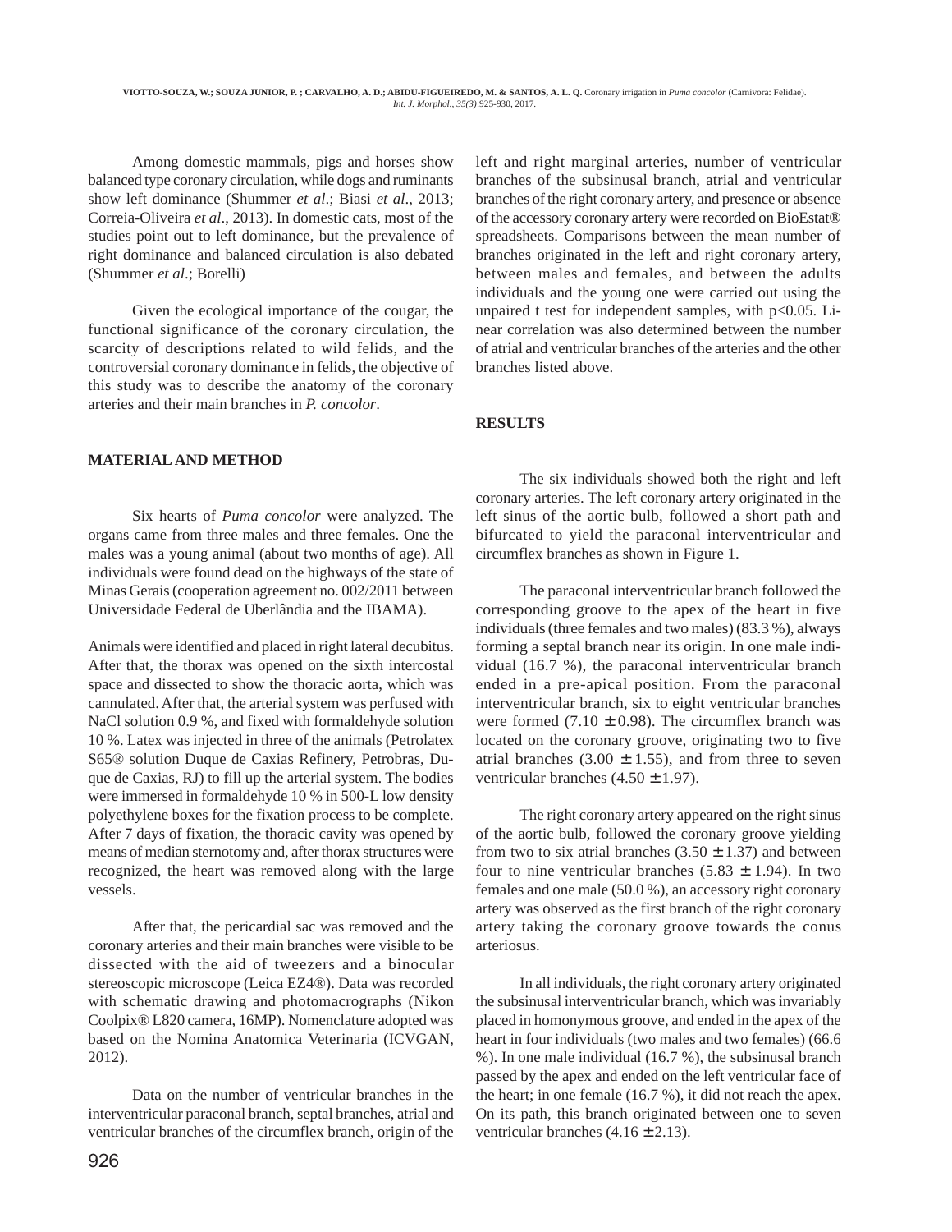Among domestic mammals, pigs and horses show balanced type coronary circulation, while dogs and ruminants show left dominance (Shummer *et al*.; Biasi *et al*., 2013; Correia-Oliveira *et al*., 2013). In domestic cats, most of the studies point out to left dominance, but the prevalence of right dominance and balanced circulation is also debated (Shummer *et al*.; Borelli)

Given the ecological importance of the cougar, the functional significance of the coronary circulation, the scarcity of descriptions related to wild felids, and the controversial coronary dominance in felids, the objective of this study was to describe the anatomy of the coronary arteries and their main branches in *P. concolor*.

## MATERIAL AND METHOD

Six hearts of *Puma concolor* were analyzed. The organs came from three males and three females. One the males was a young animal (about two months of age). All individuals were found dead on the highways of the state of Minas Gerais (cooperation agreement no. 002/2011 between Universidade Federal de Uberlândia and the IBAMA).

Animals were identified and placed in right lateral decubitus. After that, the thorax was opened on the sixth intercostal space and dissected to show the thoracic aorta, which was cannulated. After that, the arterial system was perfused with NaCl solution 0.9 %, and fixed with formaldehyde solution 10 %. Latex was injected in three of the animals (Petrolatex S65® solution Duque de Caxias Refinery, Petrobras, Duque de Caxias, RJ) to fill up the arterial system. The bodies were immersed in formaldehyde 10 % in 500-L low density polyethylene boxes for the fixation process to be complete. After 7 days of fixation, the thoracic cavity was opened by means of median sternotomy and, after thorax structures were recognized, the heart was removed along with the large vessels.

After that, the pericardial sac was removed and the coronary arteries and their main branches were visible to be dissected with the aid of tweezers and a binocular stereoscopic microscope (Leica EZ4®). Data was recorded with schematic drawing and photomacrographs (Nikon Coolpix® L820 camera, 16MP). Nomenclature adopted was based on the Nomina Anatomica Veterinaria (ICVGAN, 2012).

Data on the number of ventricular branches in the interventricular paraconal branch, septal branches, atrial and ventricular branches of the circumflex branch, origin of the left and right marginal arteries, number of ventricular branches of the subsinusal branch, atrial and ventricular branches of the right coronary artery, and presence or absence of the accessory coronary artery were recorded on BioEstat® spreadsheets. Comparisons between the mean number of branches originated in the left and right coronary artery, between males and females, and between the adults individuals and the young one were carried out using the unpaired t test for independent samples, with $p<0.05$. Linear correlation was also determined between the number of atrial and ventricular branches of the arteries and the other branches listed above.

## RESULTS

The six individuals showed both the right and left coronary arteries. The left coronary artery originated in the left sinus of the aortic bulb, followed a short path and bifurcated to yield the paraconal interventricular and circumflex branches as shown in Figure 1.

The paraconal interventricular branch followed the corresponding groove to the apex of the heart in five individuals (three females and two males) (83.3 %), always forming a septal branch near its origin. In one male individual (16.7 %), the paraconal interventricular branch ended in a pre-apical position. From the paraconal interventricular branch, six to eight ventricular branches were formed ($7.10 \pm 0.98$). The circumflex branch was located on the coronary groove, originating two to five atrial branches ($3.00 \pm 1.55$), and from three to seven ventricular branches ($4.50 \pm 1.97$).

The right coronary artery appeared on the right sinus of the aortic bulb, followed the coronary groove yielding from two to six atrial branches ($3.50 \pm 1.37$) and between four to nine ventricular branches ($5.83 \pm 1.94$). In two females and one male (50.0 %), an accessory right coronary artery was observed as the first branch of the right coronary artery taking the coronary groove towards the conus arteriosus.

In all individuals, the right coronary artery originated the subsinusal interventricular branch, which was invariably placed in homonymous groove, and ended in the apex of the heart in four individuals (two males and two females) (66.6 %). In one male individual (16.7 %), the subsinusal branch passed by the apex and ended on the left ventricular face of the heart; in one female (16.7 %), it did not reach the apex. On its path, this branch originated between one to seven ventricular branches ($4.16 \pm 2.13$).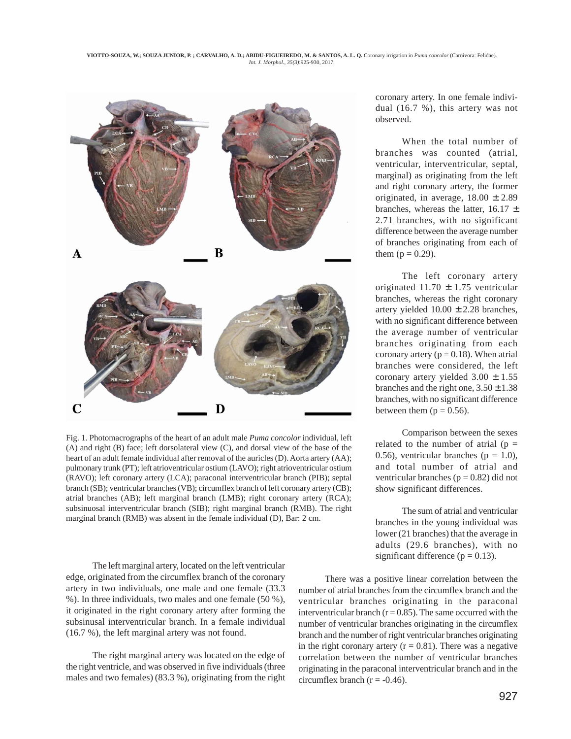coronary artery. In one female individual (16.7 %), this artery was not observed.

When the total number of branches was counted (atrial, ventricular, interventricular, septal, marginal) as originating from the left and right coronary artery, the former originated, in average, $18.00 \pm 2.89$ branches, whereas the latter, $16.17 \pm 2.71$ branches, with no significant difference between the average number of branches originating from each of them ($p = 0.29$).

The left coronary artery originated $11.70 \pm 1.75$ ventricular branches, whereas the right coronary artery yielded $10.00 \pm 2.28$ branches, with no significant difference between the average number of ventricular branches originating from each coronary artery ($p = 0.18$). When atrial branches were considered, the left coronary artery yielded $3.00 \pm 1.55$ branches and the right one, $3.50 \pm 1.38$ branches, with no significant difference between them ($p = 0.56$).

Comparison between the sexes related to the number of atrial ($p = 0.56$), ventricular branches ($p = 1.0$), and total number of atrial and ventricular branches ($p = 0.82$) did not show significant differences.

The sum of atrial and ventricular branches in the young individual was lower (21 branches) that the average in adults (29.6 branches), with no significant difference ($p = 0.13$).

Fig. 1. Photomacrographs of the heart of an adult male *Puma concolor* individual, left (A) and right (B) face; left dorsolateral view (C), and dorsal view of the base of the heart of an adult female individual after removal of the auricles (D). Aorta artery (AA); pulmonary trunk (PT); left atrioventricular ostium (LAVO); right atrioventricular ostium (RAVO); left coronary artery (LCA); paraconal interventricular branch (PIB); septal branch (SB); ventricular branches (VB); circumflex branch of left coronary artery (CB); atrial branches (AB); left marginal branch (LMB); right coronary artery (RCA); subsinuosal interventricular branch (SIB); right marginal branch (RMB). The right marginal branch (RMB) was absent in the female individual (D), Bar: 2 cm.

The left marginal artery, located on the left ventricular edge, originated from the circumflex branch of the coronary artery in two individuals, one male and one female (33.3 %). In three individuals, two males and one female (50 %), it originated in the right coronary artery after forming the subsinusal interventricular branch. In a female individual (16.7 %), the left marginal artery was not found.

The right marginal artery was located on the edge of the right ventricle, and was observed in five individuals (three males and two females) (83.3 %), originating from the right coronary artery. In one female individual (16.7 %), this artery was not observed.

There was a positive linear correlation between the number of atrial branches from the circumflex branch and the ventricular branches originating in the paraconal interventricular branch ($r = 0.85$). The same occurred with the number of ventricular branches originating in the circumflex branch and the number of right ventricular branches originating in the right coronary artery ($r = 0.81$). There was a negative correlation between the number of ventricular branches originating in the paraconal interventricular branch and in the circumflex branch ($r = -0.46$).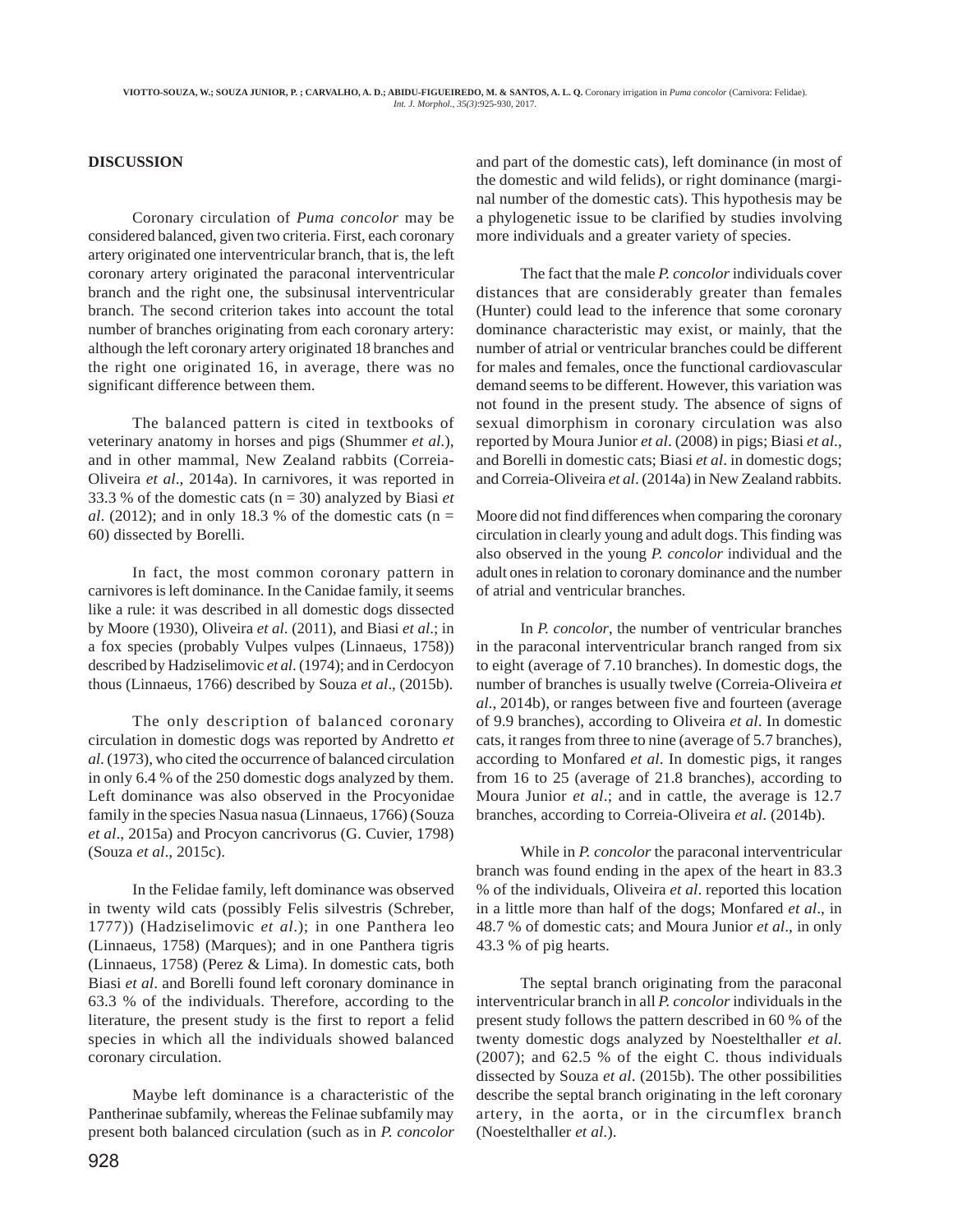## DISCUSSION

Coronary circulation of *Puma concolor* may be considered balanced, given two criteria. First, each coronary artery originated one interventricular branch, that is, the left coronary artery originated the paraconal interventricular branch and the right one, the subsinusal interventricular branch. The second criterion takes into account the total number of branches originating from each coronary artery: although the left coronary artery originated 18 branches and the right one originated 16, in average, there was no significant difference between them.

The balanced pattern is cited in textbooks of veterinary anatomy in horses and pigs (Shummer *et al*.), and in other mammal, New Zealand rabbits (Correia-Oliveira *et al*., 2014a). In carnivores, it was reported in 33.3 % of the domestic cats (n = 30) analyzed by Biasi *et al*. (2012); and in only 18.3 % of the domestic cats (n = 60) dissected by Borelli.

In fact, the most common coronary pattern in carnivores is left dominance. In the Canidae family, it seems like a rule: it was described in all domestic dogs dissected by Moore (1930), Oliveira *et al*. (2011), and Biasi *et al*.; in a fox species (probably Vulpes vulpes (Linnaeus, 1758)) described by Hadziselimovic *et al*. (1974); and in Cerdocyon thous (Linnaeus, 1766) described by Souza *et al*., (2015b).

The only description of balanced coronary circulation in domestic dogs was reported by Andretto *et al*. (1973), who cited the occurrence of balanced circulation in only 6.4 % of the 250 domestic dogs analyzed by them. Left dominance was also observed in the Procyonidae family in the species Nasua nasua (Linnaeus, 1766) (Souza *et al*., 2015a) and Procyon cancrivorus (G. Cuvier, 1798) (Souza *et al*., 2015c).

In the Felidae family, left dominance was observed in twenty wild cats (possibly Felis silvestris (Schreber, 1777)) (Hadziselimovic *et al*.); in one Panthera leo (Linnaeus, 1758) (Marques); and in one Panthera tigris (Linnaeus, 1758) (Perez & Lima). In domestic cats, both Biasi *et al*. and Borelli found left coronary dominance in 63.3 % of the individuals. Therefore, according to the literature, the present study is the first to report a felid species in which all the individuals showed balanced coronary circulation.

Maybe left dominance is a characteristic of the Pantherinae subfamily, whereas the Felinae subfamily may present both balanced circulation (such as in *P. concolor* and part of the domestic cats), left dominance (in most of the domestic and wild felids), or right dominance (marginal number of the domestic cats). This hypothesis may be a phylogenetic issue to be clarified by studies involving more individuals and a greater variety of species.

The fact that the male *P. concolor* individuals cover distances that are considerably greater than females (Hunter) could lead to the inference that some coronary dominance characteristic may exist, or mainly, that the number of atrial or ventricular branches could be different for males and females, once the functional cardiovascular demand seems to be different. However, this variation was not found in the present study. The absence of signs of sexual dimorphism in coronary circulation was also reported by Moura Junior *et al*. (2008) in pigs; Biasi *et al*., and Borelli in domestic cats; Biasi *et al*. in domestic dogs; and Correia-Oliveira *et al*. (2014a) in New Zealand rabbits.

Moore did not find differences when comparing the coronary circulation in clearly young and adult dogs. This finding was also observed in the young *P. concolor* individual and the adult ones in relation to coronary dominance and the number of atrial and ventricular branches.

In *P. concolor*, the number of ventricular branches in the paraconal interventricular branch ranged from six to eight (average of 7.10 branches). In domestic dogs, the number of branches is usually twelve (Correia-Oliveira *et al*., 2014b), or ranges between five and fourteen (average of 9.9 branches), according to Oliveira *et al*. In domestic cats, it ranges from three to nine (average of 5.7 branches), according to Monfared *et al*. In domestic pigs, it ranges from 16 to 25 (average of 21.8 branches), according to Moura Junior *et al*.; and in cattle, the average is 12.7 branches, according to Correia-Oliveira *et al*. (2014b).

While in *P. concolor* the paraconal interventricular branch was found ending in the apex of the heart in 83.3 % of the individuals, Oliveira *et al*. reported this location in a little more than half of the dogs; Monfared *et al*., in 48.7 % of domestic cats; and Moura Junior *et al*., in only 43.3 % of pig hearts.

The septal branch originating from the paraconal interventricular branch in all *P. concolor* individuals in the present study follows the pattern described in 60 % of the twenty domestic dogs analyzed by Noestelthaller *et al*. (2007); and 62.5 % of the eight C. thous individuals dissected by Souza *et al*. (2015b). The other possibilities describe the septal branch originating in the left coronary artery, in the aorta, or in the circumflex branch (Noestelthaller *et al*.).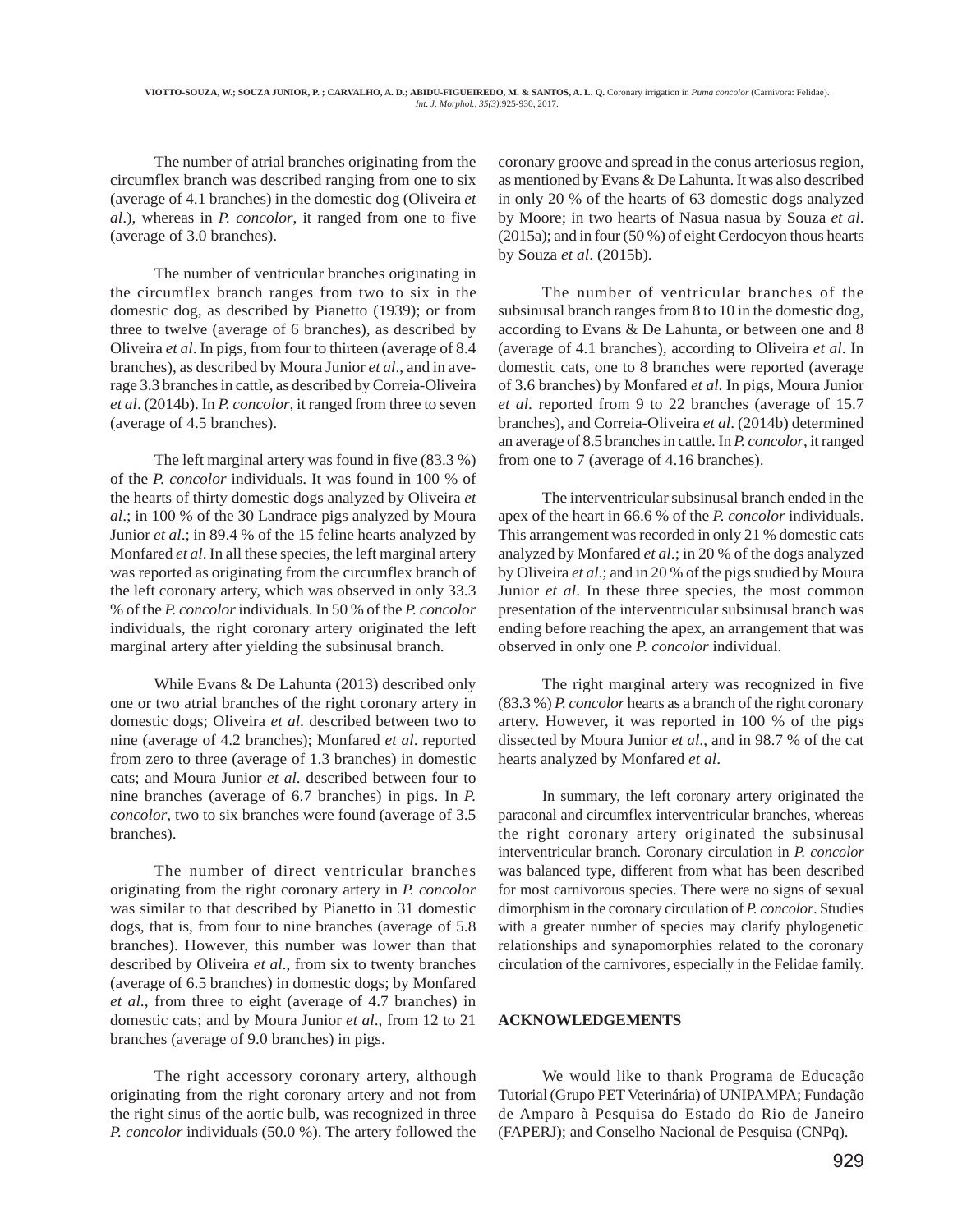The number of atrial branches originating from the circumflex branch was described ranging from one to six (average of 4.1 branches) in the domestic dog (Oliveira *et al*.), whereas in *P. concolor*, it ranged from one to five (average of 3.0 branches).

The number of ventricular branches originating in the circumflex branch ranges from two to six in the domestic dog, as described by Pianetto (1939); or from three to twelve (average of 6 branches), as described by Oliveira *et al*. In pigs, from four to thirteen (average of 8.4 branches), as described by Moura Junior *et al*., and in average 3.3 branches in cattle, as described by Correia-Oliveira *et al*. (2014b). In *P. concolor*, it ranged from three to seven (average of 4.5 branches).

The left marginal artery was found in five (83.3 %) of the *P. concolor* individuals. It was found in 100 % of the hearts of thirty domestic dogs analyzed by Oliveira *et al*.; in 100 % of the 30 Landrace pigs analyzed by Moura Junior *et al*.; in 89.4 % of the 15 feline hearts analyzed by Monfared *et al*. In all these species, the left marginal artery was reported as originating from the circumflex branch of the left coronary artery, which was observed in only 33.3 % of the *P. concolor* individuals. In 50 % of the *P. concolor* individuals, the right coronary artery originated the left marginal artery after yielding the subsinusal branch.

While Evans & De Lahunta (2013) described only one or two atrial branches of the right coronary artery in domestic dogs; Oliveira *et al*. described between two to nine (average of 4.2 branches); Monfared *et al*. reported from zero to three (average of 1.3 branches) in domestic cats; and Moura Junior *et al*. described between four to nine branches (average of 6.7 branches) in pigs. In *P. concolor*, two to six branches were found (average of 3.5 branches).

The number of direct ventricular branches originating from the right coronary artery in *P. concolor* was similar to that described by Pianetto in 31 domestic dogs, that is, from four to nine branches (average of 5.8 branches). However, this number was lower than that described by Oliveira *et al*., from six to twenty branches (average of 6.5 branches) in domestic dogs; by Monfared *et al*., from three to eight (average of 4.7 branches) in domestic cats; and by Moura Junior *et al*., from 12 to 21 branches (average of 9.0 branches) in pigs.

The right accessory coronary artery, although originating from the right coronary artery and not from the right sinus of the aortic bulb, was recognized in three *P. concolor* individuals (50.0 %). The artery followed the coronary groove and spread in the conus arteriosus region, as mentioned by Evans & De Lahunta. It was also described in only 20 % of the hearts of 63 domestic dogs analyzed by Moore; in two hearts of Nasua nasua by Souza *et al*. (2015a); and in four (50 %) of eight Cerdocyon thous hearts by Souza *et al*. (2015b).

The number of ventricular branches of the subsinusal branch ranges from 8 to 10 in the domestic dog, according to Evans & De Lahunta, or between one and 8 (average of 4.1 branches), according to Oliveira *et al*. In domestic cats, one to 8 branches were reported (average of 3.6 branches) by Monfared *et al*. In pigs, Moura Junior *et al*. reported from 9 to 22 branches (average of 15.7 branches), and Correia-Oliveira *et al*. (2014b) determined an average of 8.5 branches in cattle. In *P. concolor*, it ranged from one to 7 (average of 4.16 branches).

The interventricular subsinusal branch ended in the apex of the heart in 66.6 % of the *P. concolor* individuals. This arrangement was recorded in only 21 % domestic cats analyzed by Monfared *et al*.; in 20 % of the dogs analyzed by Oliveira *et al*.; and in 20 % of the pigs studied by Moura Junior *et al*. In these three species, the most common presentation of the interventricular subsinusal branch was ending before reaching the apex, an arrangement that was observed in only one *P. concolor* individual.

The right marginal artery was recognized in five (83.3 %) *P. concolor* hearts as a branch of the right coronary artery. However, it was reported in 100 % of the pigs dissected by Moura Junior *et al*., and in 98.7 % of the cat hearts analyzed by Monfared *et al*.

In summary, the left coronary artery originated the paraconal and circumflex interventricular branches, whereas the right coronary artery originated the subsinusal interventricular branch. Coronary circulation in *P. concolor* was balanced type, different from what has been described for most carnivorous species. There were no signs of sexual dimorphism in the coronary circulation of *P. concolor*. Studies with a greater number of species may clarify phylogenetic relationships and synapomorphies related to the coronary circulation of the carnivores, especially in the Felidae family.

## ACKNOWLEDGEMENTS

We would like to thank Programa de Educação Tutorial (Grupo PET Veterinária) of UNIPAMPA; Fundação de Amparo à Pesquisa do Estado do Rio de Janeiro (FAPERJ); and Conselho Nacional de Pesquisa (CNPq).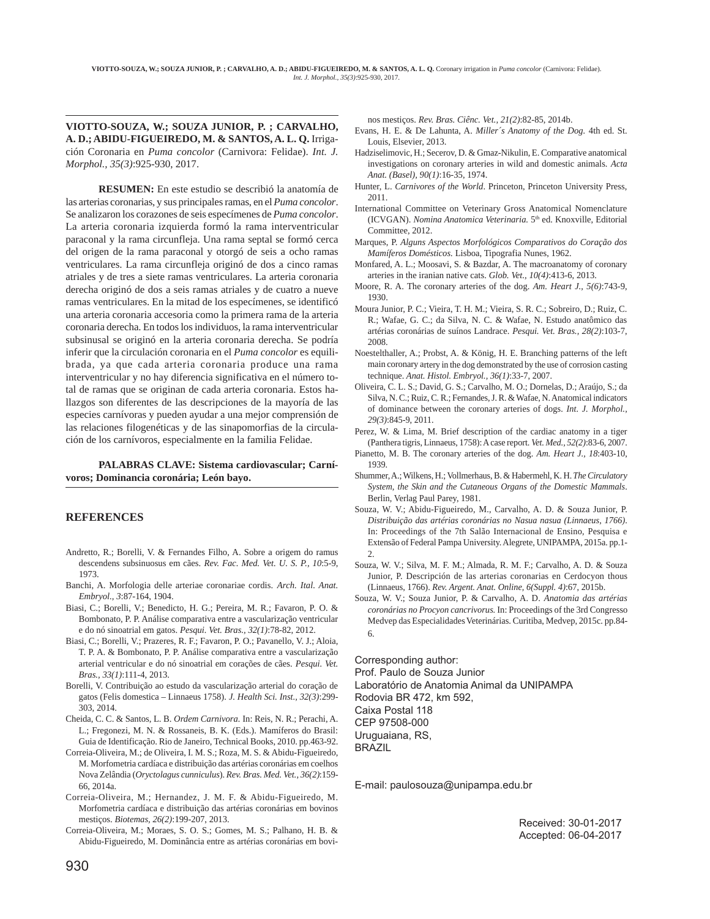**VIOTTO-SOUZA, W.; SOUZA JUNIOR, P. ; CARVALHO, A. D.; ABIDU-FIGUEIREDO, M. & SANTOS, A. L. Q.** Irrigación Coronaria en *Puma concolor* (Carnivora: Felidae). *Int. J. Morphol., 35(3)*:925-930, 2017.

**RESUMEN:** En este estudio se describió la anatomía de las arterias coronarias, y sus principales ramas, en el *Puma concolor*. Se analizaron los corazones de seis especímenes de *Puma concolor*. La arteria coronaria izquierda formó la rama interventricular paraconal y la rama circunfleja. Una rama septal se formó cerca del origen de la rama paraconal y otorgó de seis a ocho ramas ventriculares. La rama circunfleja originó de dos a cinco ramas atriales y de tres a siete ramas ventriculares. La arteria coronaria derecha originó de dos a seis ramas atriales y de cuatro a nueve ramas ventriculares. En la mitad de los especímenes, se identificó una arteria coronaria accesoria como la primera rama de la arteria coronaria derecha. En todos los individuos, la rama interventricular subsinusal se originó en la arteria coronaria derecha. Se podría inferir que la circulación coronaria en el *Puma concolor* es equilibrada, ya que cada arteria coronaria produce una rama interventricular y no hay diferencia significativa en el número total de ramas que se originan de cada arteria coronaria. Estos hallazgos son diferentes de las descripciones de la mayoría de las especies carnívoras y pueden ayudar a una mejor comprensión de las relaciones filogenéticas y de las sinapomorfias de la circulación de los carnívoros, especialmente en la familia Felidae.

**PALABRAS CLAVE: Sistema cardiovascular; Carnívoros; Dominancia coronária; León bayo.**

## REFERENCES

Andretto, R.; Borelli, V. & Fernandes Filho, A. Sobre a origem do ramus descendens subsinuosus em cães. *Rev. Fac. Med. Vet. U. S. P., 10*:5-9, 1973.

Banchi, A. Morfologia delle arteriae coronariae cordis. *Arch. Ital. Anat. Embryol., 3*:87-164, 1904.

Biasi, C.; Borelli, V.; Benedicto, H. G.; Pereira, M. R.; Favaron, P. O. & Bombonato, P. P. Análise comparativa entre a vascularização ventricular e do nó sinoatrial em gatos. *Pesqui. Vet. Bras., 32(1)*:78-82, 2012.

Biasi, C.; Borelli, V.; Prazeres, R. F.; Favaron, P. O.; Pavanello, V. J.; Aloia, T. P. A. & Bombonato, P. P. Análise comparativa entre a vascularização arterial ventricular e do nó sinoatrial em corações de cães. *Pesqui. Vet. Bras., 33(1)*:111-4, 2013.

Borelli, V. Contribuição ao estudo da vascularização arterial do coração de gatos (Felis domestica – Linnaeus 1758). *J. Health Sci. Inst., 32(3)*:299-303, 2014.

Cheida, C. C. & Santos, L. B. *Ordem Carnivora*. In: Reis, N. R.; Perachi, A. L.; Fregonezi, M. N. & Rossaneis, B. K. (Eds.). Mamíferos do Brasil: Guia de Identificação. Rio de Janeiro, Technical Books, 2010. pp.463-92.

Correia-Oliveira, M.; de Oliveira, I. M. S.; Roza, M. S. & Abidu-Figueiredo, M. Morfometria cardíaca e distribuição das artérias coronárias em coelhos Nova Zelândia (*Oryctolagus cunniculus*). *Rev. Bras. Med. Vet., 36(2)*:159-66, 2014a.

Correia-Oliveira, M.; Hernandez, J. M. F. & Abidu-Figueiredo, M. Morfometria cardíaca e distribuição das artérias coronárias em bovinos mestiços. *Biotemas, 26(2)*:199-207, 2013.

Correia-Oliveira, M.; Moraes, S. O. S.; Gomes, M. S.; Palhano, H. B. & Abidu-Figueiredo, M. Dominância entre as artérias coronárias em bovinos mestiços. *Rev. Bras. Ciên. Vet., 21(2)*:82-85, 2014b.

Evans, H. E. & De Lahunta, A. *Miller´s Anatomy of the Dog*. 4th ed. St. Louis, Elsevier, 2013.

Hadziselimovic, H.; Secerov, D. & Gmaz-Nikulin, E. Comparative anatomical investigations on coronary arteries in wild and domestic animals. *Acta Anat. (Basel), 90(1)*:16-35, 1974.

Hunter, L. *Carnivores of the World*. Princeton, Princeton University Press, 2011.

International Committee on Veterinary Gross Anatomical Nomenclature (ICVGAN). *Nomina Anatomica Veterinaria.* 5th ed. Knoxville, Editorial Committee, 2012.

Marques, P. *Alguns Aspectos Morfológicos Comparativos do Coração dos Mamíferos Domésticos*. Lisboa, Tipografia Nunes, 1962.

Monfared, A. L.; Moosavi, S. & Bazdar, A. The macroanatomy of coronary arteries in the iranian native cats. *Glob. Vet., 10(4)*:413-6, 2013.

Moore, R. A. The coronary arteries of the dog. *Am. Heart J., 5(6)*:743-9, 1930.

Moura Junior, P. C.; Vieira, T. H. M.; Vieira, S. R. C.; Sobreiro, D.; Ruiz, C. R.; Wafae, G. C.; da Silva, N. C. & Wafae, N. Estudo anatômico das artérias coronárias de suínos Landrace. *Pesqui. Vet. Bras., 28(2)*:103-7, 2008.

Noestelthaller, A.; Probst, A. & König, H. E. Branching patterns of the left main coronary artery in the dog demonstrated by the use of corrosion casting technique. *Anat. Histol. Embryol., 36(1)*:33-7, 2007.

Oliveira, C. L. S.; David, G. S.; Carvalho, M. O.; Dornelas, D.; Araújo, S.; da Silva, N. C.; Ruiz, C. R.; Fernandes, J. R. & Wafae, N. Anatomical indicators of dominance between the coronary arteries of dogs. *Int. J. Morphol., 29(3)*:845-9, 2011.

Perez, W. & Lima, M. Brief description of the cardiac anatomy in a tiger (Panthera tigris, Linnaeus, 1758): A case report. *Vet. Med., 52(2)*:83-6, 2007.

Pianetto, M. B. The coronary arteries of the dog. *Am. Heart J., 18*:403-10, 1939.

Shummer, A.; Wilkens, H.; Vollmerhaus, B. & Habermehl, K. H. *The Circulatory System, the Skin and the Cutaneous Organs of the Domestic Mammals*. Berlin, Verlag Paul Parey, 1981.

Souza, W. V.; Abidu-Figueiredo, M., Carvalho, A. D. & Souza Junior, P. *Distribuição das artérias coronárias no Nasua nasua (Linnaeus, 1766)*. In: Proceedings of the 7th Salão Internacional de Ensino, Pesquisa e Extensão of Federal Pampa University. Alegrete, UNIPAMPA, 2015a. pp.1-2.

Souza, W. V.; Silva, M. F. M.; Almada, R. M. F.; Carvalho, A. D. & Souza Junior, P. Descripción de las arterias coronarias en Cerdocyon thous (Linnaeus, 1766). *Rev. Argent. Anat. Online, 6(Suppl. 4)*:67, 2015b.

Souza, W. V.; Souza Junior, P. & Carvalho, A. D. *Anatomia das artérias coronárias no Procyon cancrivorus.* In: Proceedings of the 3rd Congresso Medvep das Especialidades Veterinárias. Curitiba, Medvep, 2015c. pp.84-6.

Corresponding author:
Prof. Paulo de Souza Junior
Laboratório de Anatomia Animal da UNIPAMPA
Rodovia BR 472, km 592,
Caixa Postal 118
CEP 97508-000
Uruguaiana, RS,
BRAZIL

E-mail: paulosouza@unipampa.edu.br

Received: 30-01-2017
Accepted: 06-04-2017